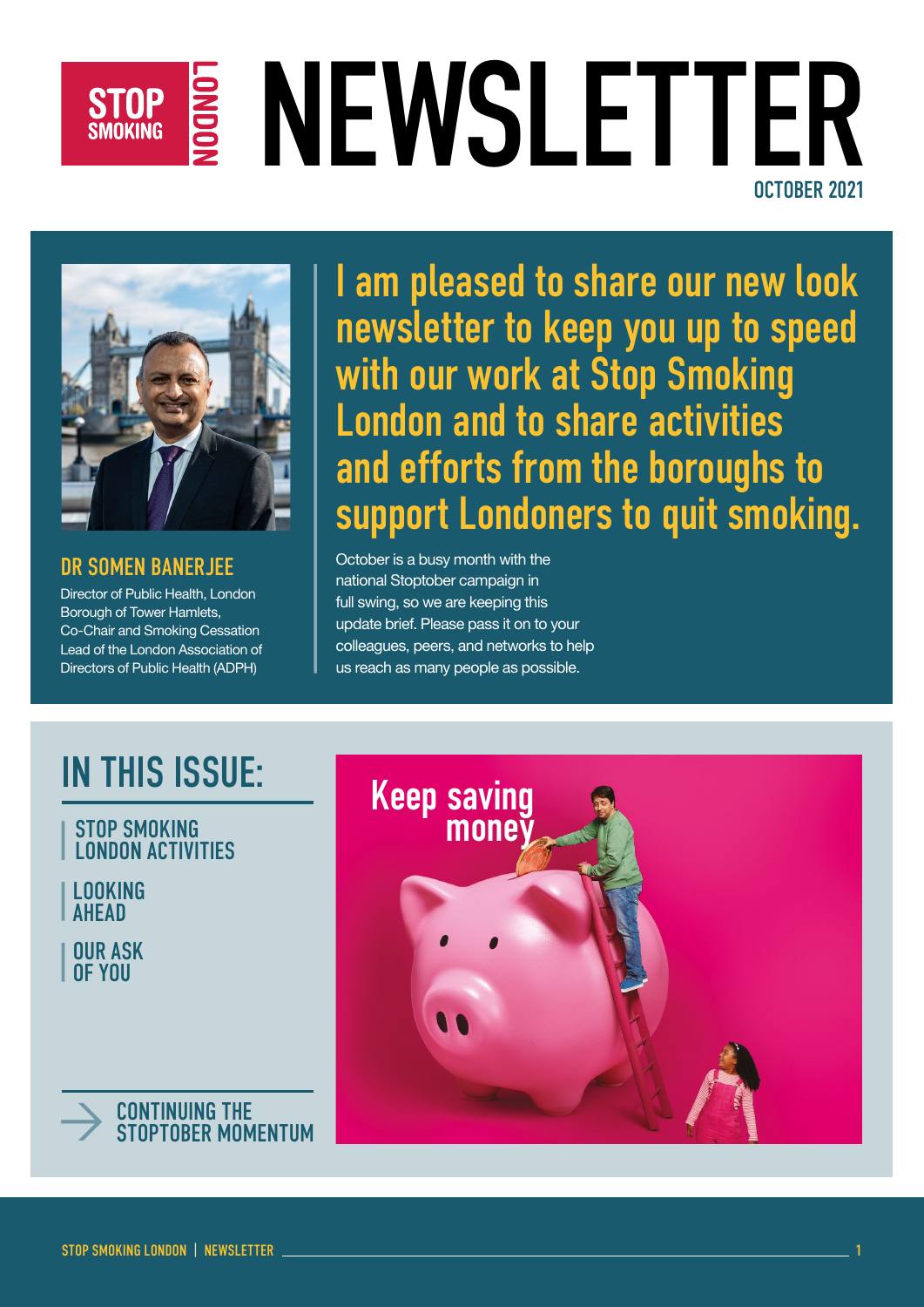# STOP SMOKING LONDON NEWSLETTER

OCTOBER 2021

**DR SOMEN BANERJEE**

Director of Public Health, London Borough of Tower Hamlets, Co-Chair and Smoking Cessation Lead of the London Association of Directors of Public Health (ADPH)

## I am pleased to share our new look newsletter to keep you up to speed with our work at Stop Smoking London and to share activities and efforts from the boroughs to support Londoners to quit smoking.

October is a busy month with the national Stoptober campaign in full swing, so we are keeping this update brief. Please pass it on to your colleagues, peers, and networks to help us reach as many people as possible.

## IN THIS ISSUE:

- STOP SMOKING LONDON ACTIVITIES
- LOOKING AHEAD
- OUR ASK OF YOU

→ CONTINUING THE STOPTOBER MOMENTUM

Keep saving money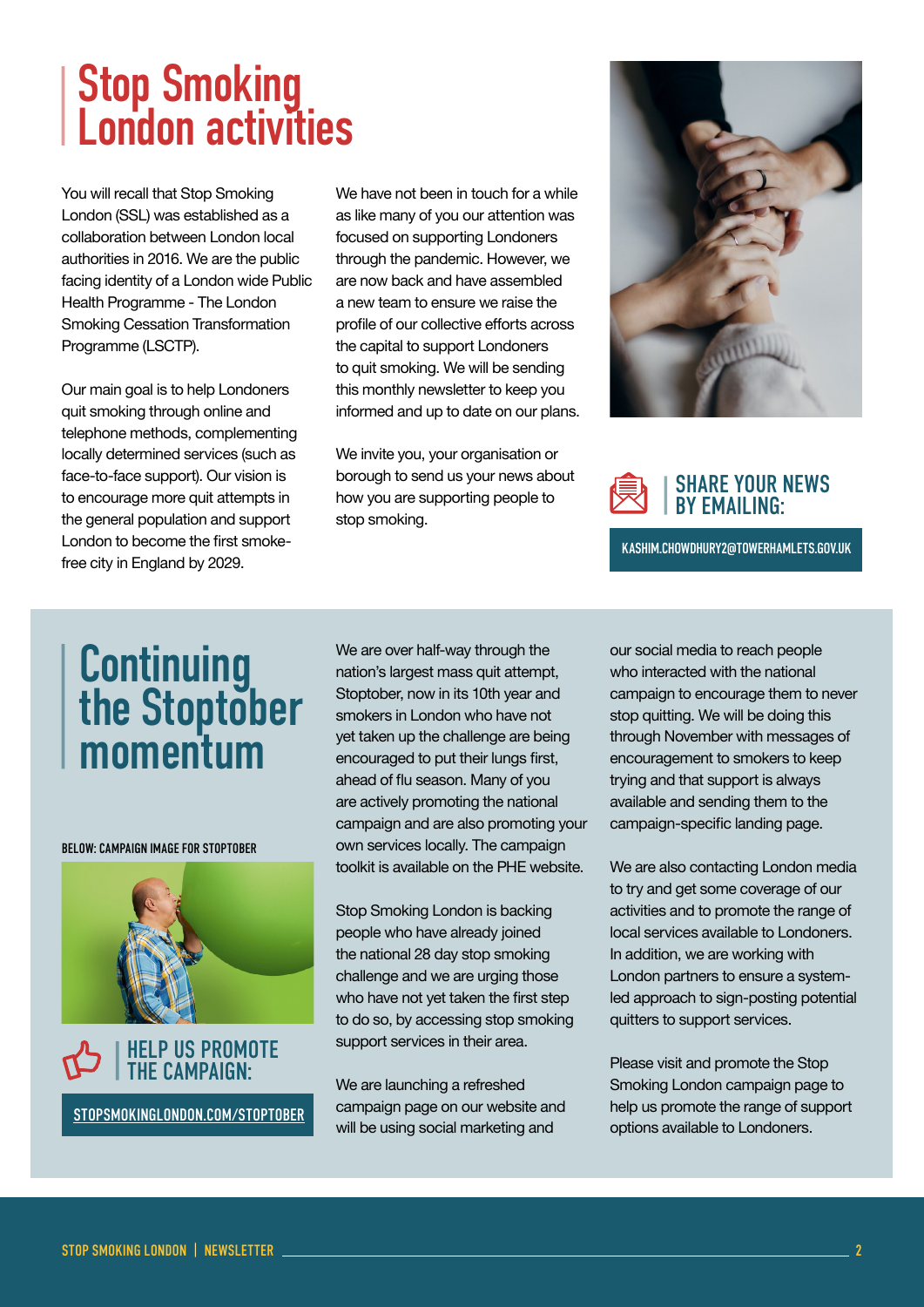# Stop Smoking London activities

You will recall that Stop Smoking London (SSL) was established as a collaboration between London local authorities in 2016. We are the public facing identity of a London wide Public Health Programme - The London Smoking Cessation Transformation Programme (LSCTP).

Our main goal is to help Londoners quit smoking through online and telephone methods, complementing locally determined services (such as face-to-face support). Our vision is to encourage more quit attempts in the general population and support London to become the first smoke-free city in England by 2029.

We have not been in touch for a while as like many of you our attention was focused on supporting Londoners through the pandemic. However, we are now back and have assembled a new team to ensure we raise the profile of our collective efforts across the capital to support Londoners to quit smoking. We will be sending this monthly newsletter to keep you informed and up to date on our plans.

We invite you, your organisation or borough to send us your news about how you are supporting people to stop smoking.

**SHARE YOUR NEWS BY EMAILING:**

KASHIM.CHOWDHURY2@TOWERHAMLETS.GOV.UK

# Continuing the Stoptober momentum

BELOW: CAMPAIGN IMAGE FOR STOPTOBER

**HELP US PROMOTE THE CAMPAIGN:**

STOPSMOKINGLONDON.COM/STOPTOBER

We are over half-way through the nation's largest mass quit attempt, Stoptober, now in its 10th year and smokers in London who have not yet taken up the challenge are being encouraged to put their lungs first, ahead of flu season. Many of you are actively promoting the national campaign and are also promoting your own services locally. The campaign toolkit is available on the PHE website.

Stop Smoking London is backing people who have already joined the national 28 day stop smoking challenge and we are urging those who have not yet taken the first step to do so, by accessing stop smoking support services in their area.

We are launching a refreshed campaign page on our website and will be using social marketing and our social media to reach people who interacted with the national campaign to encourage them to never stop quitting. We will be doing this through November with messages of encouragement to smokers to keep trying and that support is always available and sending them to the campaign-specific landing page.

We are also contacting London media to try and get some coverage of our activities and to promote the range of local services available to Londoners. In addition, we are working with London partners to ensure a system-led approach to sign-posting potential quitters to support services.

Please visit and promote the Stop Smoking London campaign page to help us promote the range of support options available to Londoners.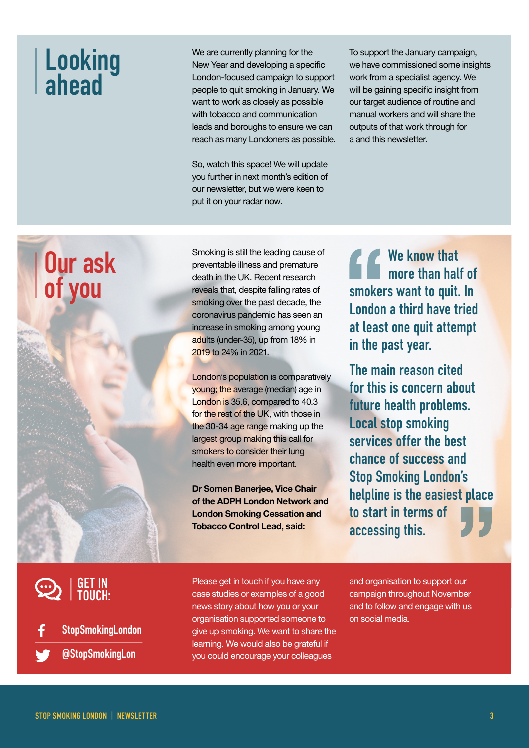## Looking ahead

We are currently planning for the New Year and developing a specific London-focused campaign to support people to quit smoking in January. We want to work as closely as possible with tobacco and communication leads and boroughs to ensure we can reach as many Londoners as possible.

So, watch this space! We will update you further in next month's edition of our newsletter, but we were keen to put it on your radar now.

To support the January campaign, we have commissioned some insights work from a specialist agency. We will be gaining specific insight from our target audience of routine and manual workers and will share the outputs of that work through for a and this newsletter.

## Our ask of you

Smoking is still the leading cause of preventable illness and premature death in the UK. Recent research reveals that, despite falling rates of smoking over the past decade, the coronavirus pandemic has seen an increase in smoking among young adults (under-35), up from 18% in 2019 to 24% in 2021.

London's population is comparatively young; the average (median) age in London is 35.6, compared to 40.3 for the rest of the UK, with those in the 30-34 age range making up the largest group making this call for smokers to consider their lung health even more important.

**Dr Somen Banerjee, Vice Chair of the ADPH London Network and London Smoking Cessation and Tobacco Control Lead, said:**

> "We know that more than half of smokers want to quit. In London a third have tried at least one quit attempt in the past year.
>
> The main reason cited for this is concern about future health problems. Local stop smoking services offer the best chance of success and Stop Smoking London's helpline is the easiest place to start in terms of accessing this."

## GET IN TOUCH:

StopSmokingLondon

@StopSmokingLon

Please get in touch if you have any case studies or examples of a good news story about how you or your organisation supported someone to give up smoking. We want to share the learning. We would also be grateful if you could encourage your colleagues and organisation to support our campaign throughout November and to follow and engage with us on social media.